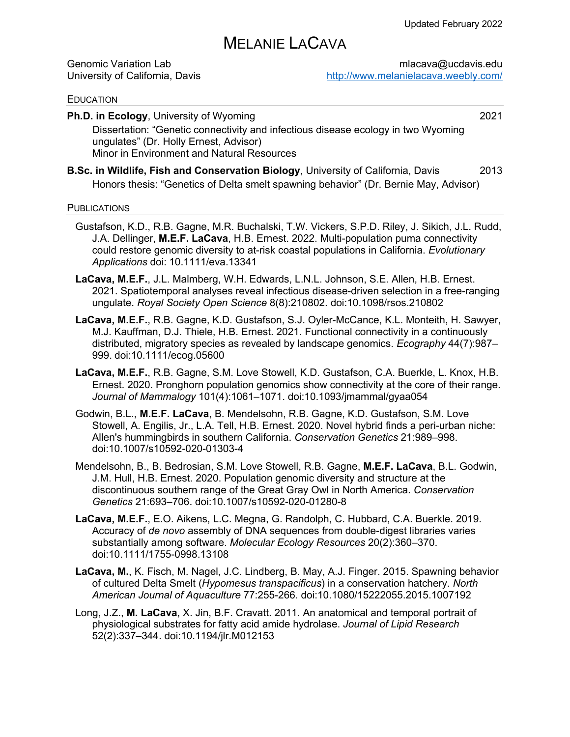Updated February 2022

# MELANIE LACAVA

Genomic Variation Lab
University of California, Davis

mlacava@ucdavis.edu
http://www.melanielacava.weebly.com/

## EDUCATION

**Ph.D. in Ecology**, University of Wyoming — 2021

Dissertation: "Genetic connectivity and infectious disease ecology in two Wyoming ungulates" (Dr. Holly Ernest, Advisor)
Minor in Environment and Natural Resources

**B.Sc. in Wildlife, Fish and Conservation Biology**, University of California, Davis — 2013

Honors thesis: "Genetics of Delta smelt spawning behavior" (Dr. Bernie May, Advisor)

## PUBLICATIONS

Gustafson, K.D., R.B. Gagne, M.R. Buchalski, T.W. Vickers, S.P.D. Riley, J. Sikich, J.L. Rudd, J.A. Dellinger, **M.E.F. LaCava**, H.B. Ernest. 2022. Multi-population puma connectivity could restore genomic diversity to at-risk coastal populations in California. *Evolutionary Applications* doi: 10.1111/eva.13341

**LaCava, M.E.F.**, J.L. Malmberg, W.H. Edwards, L.N.L. Johnson, S.E. Allen, H.B. Ernest. 2021. Spatiotemporal analyses reveal infectious disease-driven selection in a free-ranging ungulate. *Royal Society Open Science* 8(8):210802. doi:10.1098/rsos.210802

**LaCava, M.E.F.**, R.B. Gagne, K.D. Gustafson, S.J. Oyler-McCance, K.L. Monteith, H. Sawyer, M.J. Kauffman, D.J. Thiele, H.B. Ernest. 2021. Functional connectivity in a continuously distributed, migratory species as revealed by landscape genomics. *Ecography* 44(7):987–999. doi:10.1111/ecog.05600

**LaCava, M.E.F.**, R.B. Gagne, S.M. Love Stowell, K.D. Gustafson, C.A. Buerkle, L. Knox, H.B. Ernest. 2020. Pronghorn population genomics show connectivity at the core of their range. *Journal of Mammalogy* 101(4):1061–1071. doi:10.1093/jmammal/gyaa054

Godwin, B.L., **M.E.F. LaCava**, B. Mendelsohn, R.B. Gagne, K.D. Gustafson, S.M. Love Stowell, A. Engilis, Jr., L.A. Tell, H.B. Ernest. 2020. Novel hybrid finds a peri-urban niche: Allen's hummingbirds in southern California. *Conservation Genetics* 21:989–998. doi:10.1007/s10592-020-01303-4

Mendelsohn, B., B. Bedrosian, S.M. Love Stowell, R.B. Gagne, **M.E.F. LaCava**, B.L. Godwin, J.M. Hull, H.B. Ernest. 2020. Population genomic diversity and structure at the discontinuous southern range of the Great Gray Owl in North America. *Conservation Genetics* 21:693–706. doi:10.1007/s10592-020-01280-8

**LaCava, M.E.F.**, E.O. Aikens, L.C. Megna, G. Randolph, C. Hubbard, C.A. Buerkle. 2019. Accuracy of *de novo* assembly of DNA sequences from double-digest libraries varies substantially among software. *Molecular Ecology Resources* 20(2):360–370. doi:10.1111/1755-0998.13108

**LaCava, M.**, K. Fisch, M. Nagel, J.C. Lindberg, B. May, A.J. Finger. 2015. Spawning behavior of cultured Delta Smelt (*Hypomesus transpacificus*) in a conservation hatchery. *North American Journal of Aquaculture* 77:255-266. doi:10.1080/15222055.2015.1007192

Long, J.Z., **M. LaCava**, X. Jin, B.F. Cravatt. 2011. An anatomical and temporal portrait of physiological substrates for fatty acid amide hydrolase. *Journal of Lipid Research* 52(2):337–344. doi:10.1194/jlr.M012153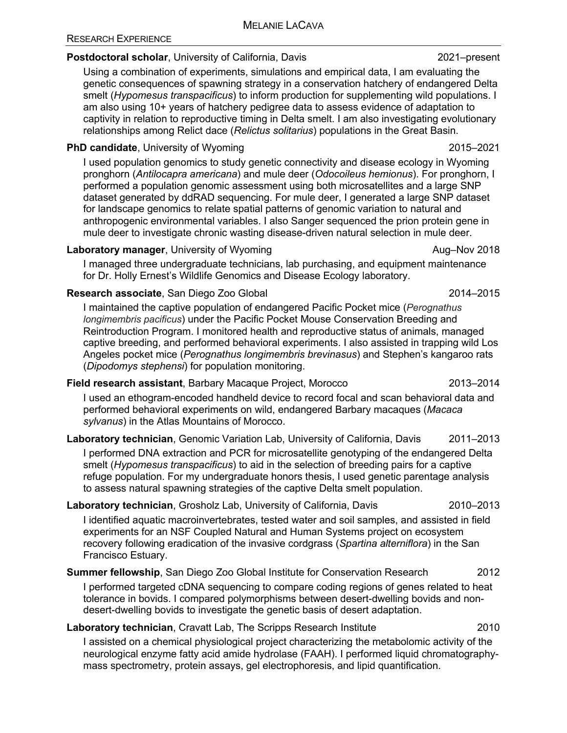## Research Experience

**Postdoctoral scholar**, University of California, Davis 2021–present

Using a combination of experiments, simulations and empirical data, I am evaluating the genetic consequences of spawning strategy in a conservation hatchery of endangered Delta smelt (*Hypomesus transpacificus*) to inform production for supplementing wild populations. I am also using 10+ years of hatchery pedigree data to assess evidence of adaptation to captivity in relation to reproductive timing in Delta smelt. I am also investigating evolutionary relationships among Relict dace (*Relictus solitarius*) populations in the Great Basin.

**PhD candidate**, University of Wyoming 2015–2021

I used population genomics to study genetic connectivity and disease ecology in Wyoming pronghorn (*Antilocapra americana*) and mule deer (*Odocoileus hemionus*). For pronghorn, I performed a population genomic assessment using both microsatellites and a large SNP dataset generated by ddRAD sequencing. For mule deer, I generated a large SNP dataset for landscape genomics to relate spatial patterns of genomic variation to natural and anthropogenic environmental variables. I also Sanger sequenced the prion protein gene in mule deer to investigate chronic wasting disease-driven natural selection in mule deer.

**Laboratory manager**, University of Wyoming Aug–Nov 2018

I managed three undergraduate technicians, lab purchasing, and equipment maintenance for Dr. Holly Ernest's Wildlife Genomics and Disease Ecology laboratory.

**Research associate**, San Diego Zoo Global 2014–2015

I maintained the captive population of endangered Pacific Pocket mice (*Perognathus longimembris pacificus*) under the Pacific Pocket Mouse Conservation Breeding and Reintroduction Program. I monitored health and reproductive status of animals, managed captive breeding, and performed behavioral experiments. I also assisted in trapping wild Los Angeles pocket mice (*Perognathus longimembris brevinasus*) and Stephen's kangaroo rats (*Dipodomys stephensi*) for population monitoring.

**Field research assistant**, Barbary Macaque Project, Morocco 2013–2014

I used an ethogram-encoded handheld device to record focal and scan behavioral data and performed behavioral experiments on wild, endangered Barbary macaques (*Macaca sylvanus*) in the Atlas Mountains of Morocco.

**Laboratory technician**, Genomic Variation Lab, University of California, Davis 2011–2013

I performed DNA extraction and PCR for microsatellite genotyping of the endangered Delta smelt (*Hypomesus transpacificus*) to aid in the selection of breeding pairs for a captive refuge population. For my undergraduate honors thesis, I used genetic parentage analysis to assess natural spawning strategies of the captive Delta smelt population.

**Laboratory technician**, Grosholz Lab, University of California, Davis 2010–2013

I identified aquatic macroinvertebrates, tested water and soil samples, and assisted in field experiments for an NSF Coupled Natural and Human Systems project on ecosystem recovery following eradication of the invasive cordgrass (*Spartina alterniflora*) in the San Francisco Estuary.

**Summer fellowship**, San Diego Zoo Global Institute for Conservation Research 2012

I performed targeted cDNA sequencing to compare coding regions of genes related to heat tolerance in bovids. I compared polymorphisms between desert-dwelling bovids and non-desert-dwelling bovids to investigate the genetic basis of desert adaptation.

**Laboratory technician**, Cravatt Lab, The Scripps Research Institute 2010

I assisted on a chemical physiological project characterizing the metabolomic activity of the neurological enzyme fatty acid amide hydrolase (FAAH). I performed liquid chromatography-mass spectrometry, protein assays, gel electrophoresis, and lipid quantification.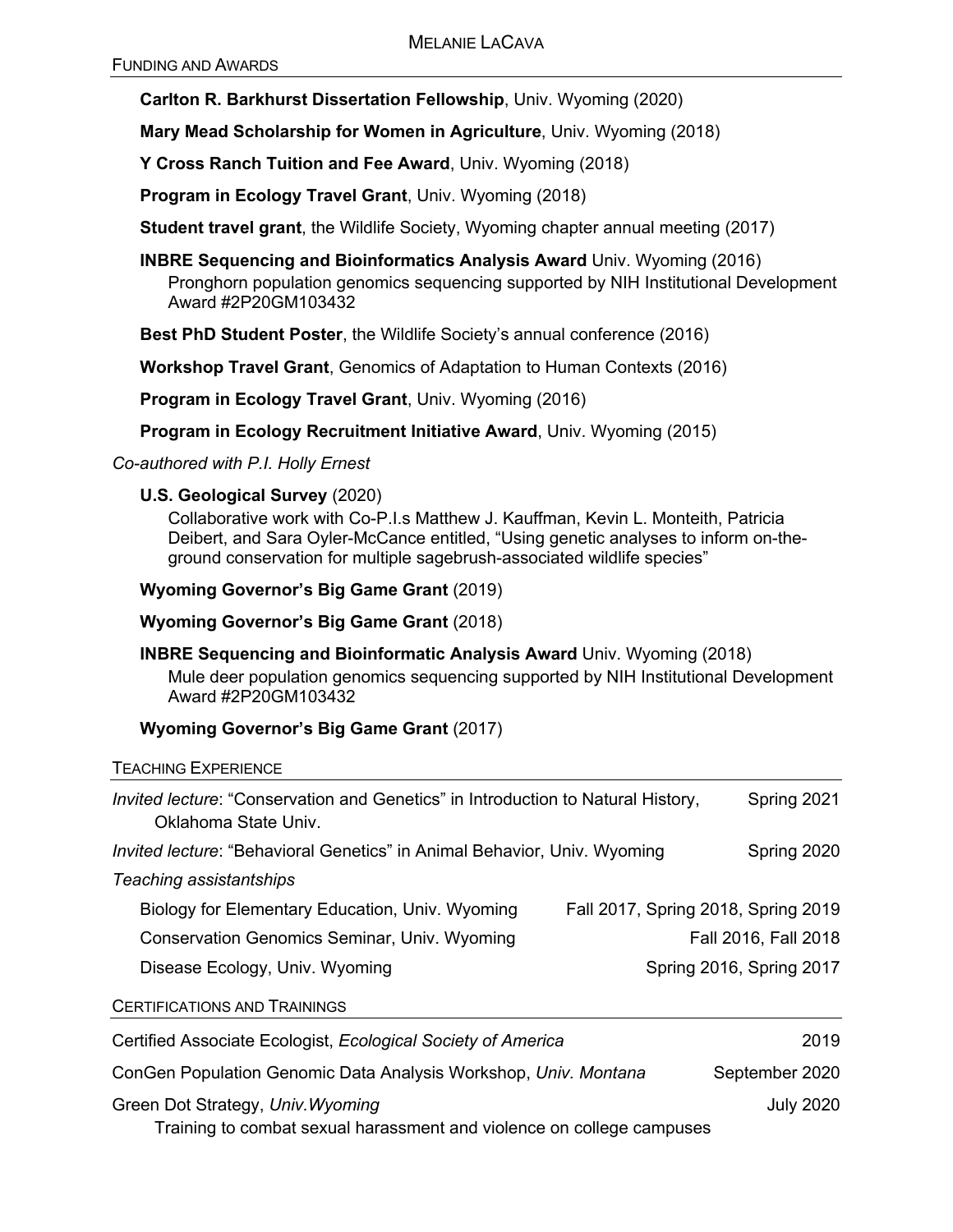## Funding and Awards

**Carlton R. Barkhurst Dissertation Fellowship**, Univ. Wyoming (2020)

**Mary Mead Scholarship for Women in Agriculture**, Univ. Wyoming (2018)

**Y Cross Ranch Tuition and Fee Award**, Univ. Wyoming (2018)

**Program in Ecology Travel Grant**, Univ. Wyoming (2018)

**Student travel grant**, the Wildlife Society, Wyoming chapter annual meeting (2017)

**INBRE Sequencing and Bioinformatics Analysis Award** Univ. Wyoming (2016)
Pronghorn population genomics sequencing supported by NIH Institutional Development Award #2P20GM103432

**Best PhD Student Poster**, the Wildlife Society's annual conference (2016)

**Workshop Travel Grant**, Genomics of Adaptation to Human Contexts (2016)

**Program in Ecology Travel Grant**, Univ. Wyoming (2016)

**Program in Ecology Recruitment Initiative Award**, Univ. Wyoming (2015)

*Co-authored with P.I. Holly Ernest*

**U.S. Geological Survey** (2020)
Collaborative work with Co-P.I.s Matthew J. Kauffman, Kevin L. Monteith, Patricia Deibert, and Sara Oyler-McCance entitled, "Using genetic analyses to inform on-the-ground conservation for multiple sagebrush-associated wildlife species"

**Wyoming Governor's Big Game Grant** (2019)

**Wyoming Governor's Big Game Grant** (2018)

**INBRE Sequencing and Bioinformatic Analysis Award** Univ. Wyoming (2018)
Mule deer population genomics sequencing supported by NIH Institutional Development Award #2P20GM103432

**Wyoming Governor's Big Game Grant** (2017)

## Teaching Experience

*Invited lecture*: "Conservation and Genetics" in Introduction to Natural History, Oklahoma State Univ. — Spring 2021

*Invited lecture*: "Behavioral Genetics" in Animal Behavior, Univ. Wyoming — Spring 2020

*Teaching assistantships*

- Biology for Elementary Education, Univ. Wyoming — Fall 2017, Spring 2018, Spring 2019
- Conservation Genomics Seminar, Univ. Wyoming — Fall 2016, Fall 2018
- Disease Ecology, Univ. Wyoming — Spring 2016, Spring 2017

## Certifications and Trainings

Certified Associate Ecologist, *Ecological Society of America* — 2019

ConGen Population Genomic Data Analysis Workshop, *Univ. Montana* — September 2020

Green Dot Strategy, *Univ.Wyoming* — July 2020
Training to combat sexual harassment and violence on college campuses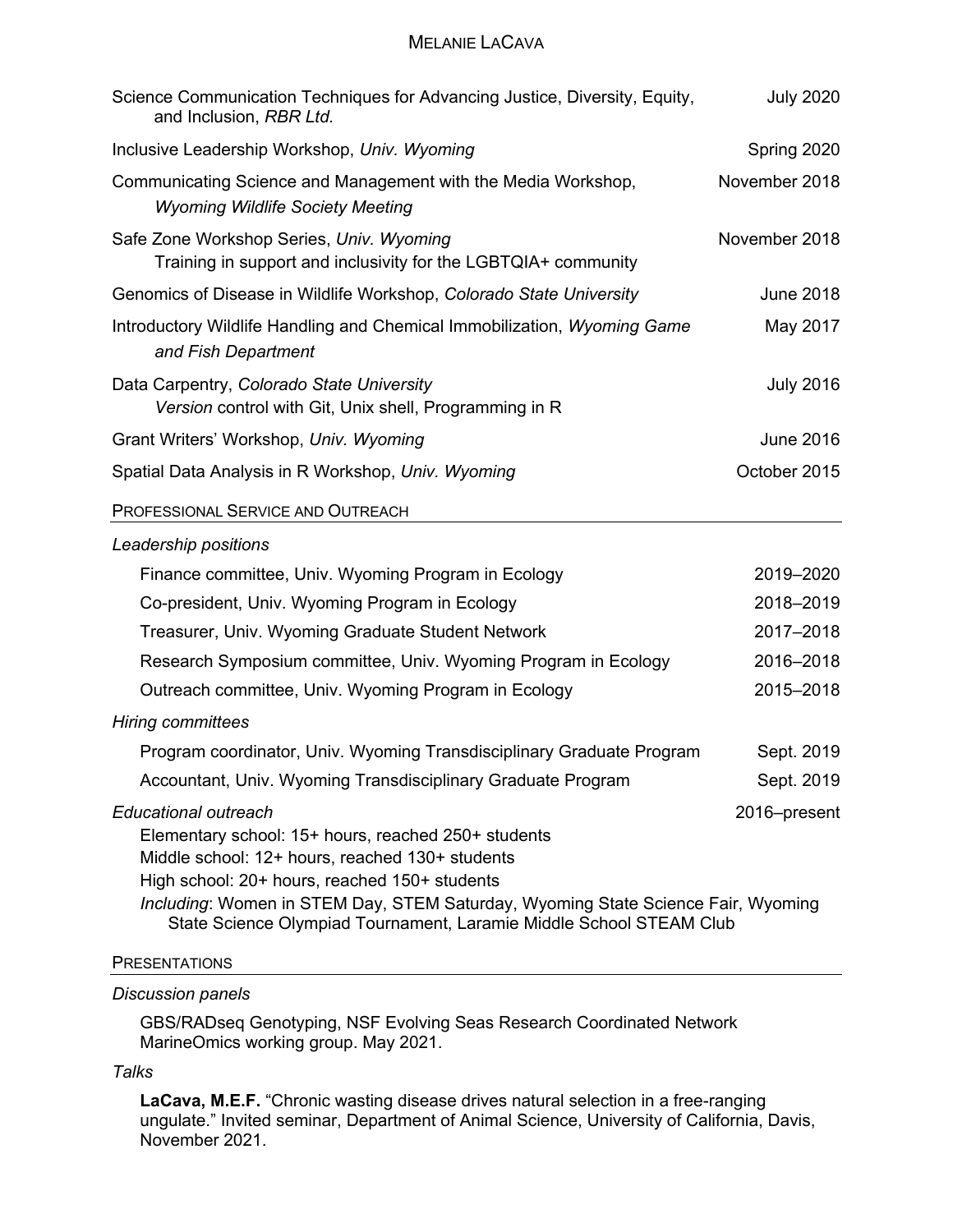Science Communication Techniques for Advancing Justice, Diversity, Equity, and Inclusion, *RBR Ltd.* — July 2020

Inclusive Leadership Workshop, *Univ. Wyoming* — Spring 2020

Communicating Science and Management with the Media Workshop, *Wyoming Wildlife Society Meeting* — November 2018

Safe Zone Workshop Series, *Univ. Wyoming* — November 2018
Training in support and inclusivity for the LGBTQIA+ community

Genomics of Disease in Wildlife Workshop, *Colorado State University* — June 2018

Introductory Wildlife Handling and Chemical Immobilization, *Wyoming Game and Fish Department* — May 2017

Data Carpentry, *Colorado State University* — July 2016
*Version* control with Git, Unix shell, Programming in R

Grant Writers' Workshop, *Univ. Wyoming* — June 2016

Spatial Data Analysis in R Workshop, *Univ. Wyoming* — October 2015

## Professional Service and Outreach

*Leadership positions*

- Finance committee, Univ. Wyoming Program in Ecology — 2019–2020
- Co-president, Univ. Wyoming Program in Ecology — 2018–2019
- Treasurer, Univ. Wyoming Graduate Student Network — 2017–2018
- Research Symposium committee, Univ. Wyoming Program in Ecology — 2016–2018
- Outreach committee, Univ. Wyoming Program in Ecology — 2015–2018

*Hiring committees*

- Program coordinator, Univ. Wyoming Transdisciplinary Graduate Program — Sept. 2019
- Accountant, Univ. Wyoming Transdisciplinary Graduate Program — Sept. 2019

*Educational outreach* — 2016–present

Elementary school: 15+ hours, reached 250+ students
Middle school: 12+ hours, reached 130+ students
High school: 20+ hours, reached 150+ students
*Including*: Women in STEM Day, STEM Saturday, Wyoming State Science Fair, Wyoming State Science Olympiad Tournament, Laramie Middle School STEAM Club

## Presentations

*Discussion panels*

GBS/RADseq Genotyping, NSF Evolving Seas Research Coordinated Network MarineOmics working group. May 2021.

*Talks*

**LaCava, M.E.F.** "Chronic wasting disease drives natural selection in a free-ranging ungulate." Invited seminar, Department of Animal Science, University of California, Davis, November 2021.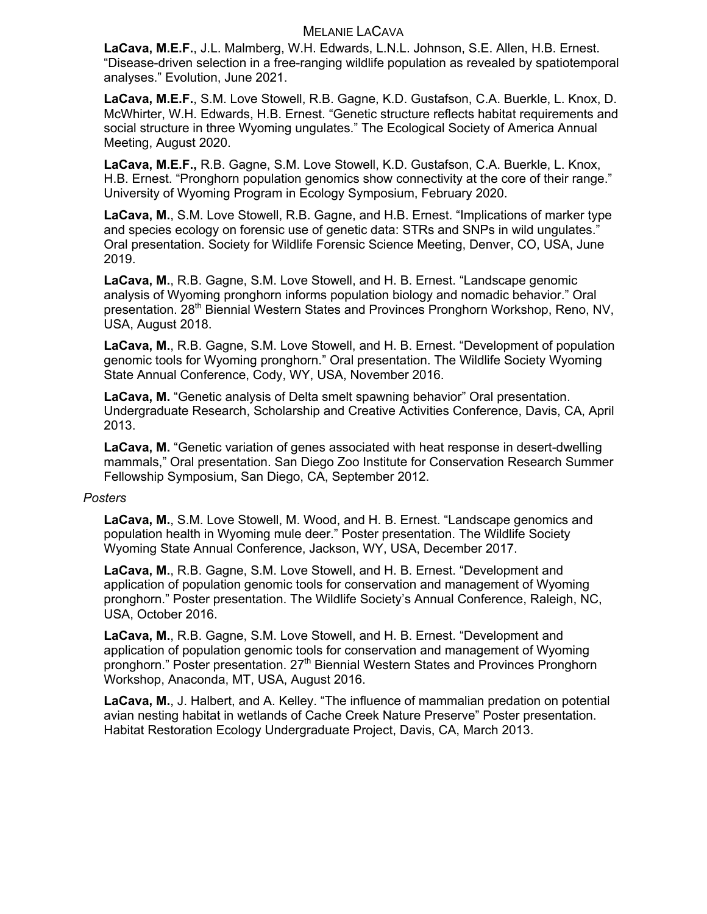**LaCava, M.E.F.**, J.L. Malmberg, W.H. Edwards, L.N.L. Johnson, S.E. Allen, H.B. Ernest. "Disease-driven selection in a free-ranging wildlife population as revealed by spatiotemporal analyses." Evolution, June 2021.

**LaCava, M.E.F.**, S.M. Love Stowell, R.B. Gagne, K.D. Gustafson, C.A. Buerkle, L. Knox, D. McWhirter, W.H. Edwards, H.B. Ernest. "Genetic structure reflects habitat requirements and social structure in three Wyoming ungulates." The Ecological Society of America Annual Meeting, August 2020.

**LaCava, M.E.F.,** R.B. Gagne, S.M. Love Stowell, K.D. Gustafson, C.A. Buerkle, L. Knox, H.B. Ernest. "Pronghorn population genomics show connectivity at the core of their range." University of Wyoming Program in Ecology Symposium, February 2020.

**LaCava, M.**, S.M. Love Stowell, R.B. Gagne, and H.B. Ernest. "Implications of marker type and species ecology on forensic use of genetic data: STRs and SNPs in wild ungulates." Oral presentation. Society for Wildlife Forensic Science Meeting, Denver, CO, USA, June 2019.

**LaCava, M.**, R.B. Gagne, S.M. Love Stowell, and H. B. Ernest. "Landscape genomic analysis of Wyoming pronghorn informs population biology and nomadic behavior." Oral presentation. 28th Biennial Western States and Provinces Pronghorn Workshop, Reno, NV, USA, August 2018.

**LaCava, M.**, R.B. Gagne, S.M. Love Stowell, and H. B. Ernest. "Development of population genomic tools for Wyoming pronghorn." Oral presentation. The Wildlife Society Wyoming State Annual Conference, Cody, WY, USA, November 2016.

**LaCava, M.** "Genetic analysis of Delta smelt spawning behavior" Oral presentation. Undergraduate Research, Scholarship and Creative Activities Conference, Davis, CA, April 2013.

**LaCava, M.** "Genetic variation of genes associated with heat response in desert-dwelling mammals," Oral presentation. San Diego Zoo Institute for Conservation Research Summer Fellowship Symposium, San Diego, CA, September 2012.

*Posters*

**LaCava, M.**, S.M. Love Stowell, M. Wood, and H. B. Ernest. "Landscape genomics and population health in Wyoming mule deer." Poster presentation. The Wildlife Society Wyoming State Annual Conference, Jackson, WY, USA, December 2017.

**LaCava, M.**, R.B. Gagne, S.M. Love Stowell, and H. B. Ernest. "Development and application of population genomic tools for conservation and management of Wyoming pronghorn." Poster presentation. The Wildlife Society's Annual Conference, Raleigh, NC, USA, October 2016.

**LaCava, M.**, R.B. Gagne, S.M. Love Stowell, and H. B. Ernest. "Development and application of population genomic tools for conservation and management of Wyoming pronghorn." Poster presentation. 27th Biennial Western States and Provinces Pronghorn Workshop, Anaconda, MT, USA, August 2016.

**LaCava, M.**, J. Halbert, and A. Kelley. "The influence of mammalian predation on potential avian nesting habitat in wetlands of Cache Creek Nature Preserve" Poster presentation. Habitat Restoration Ecology Undergraduate Project, Davis, CA, March 2013.